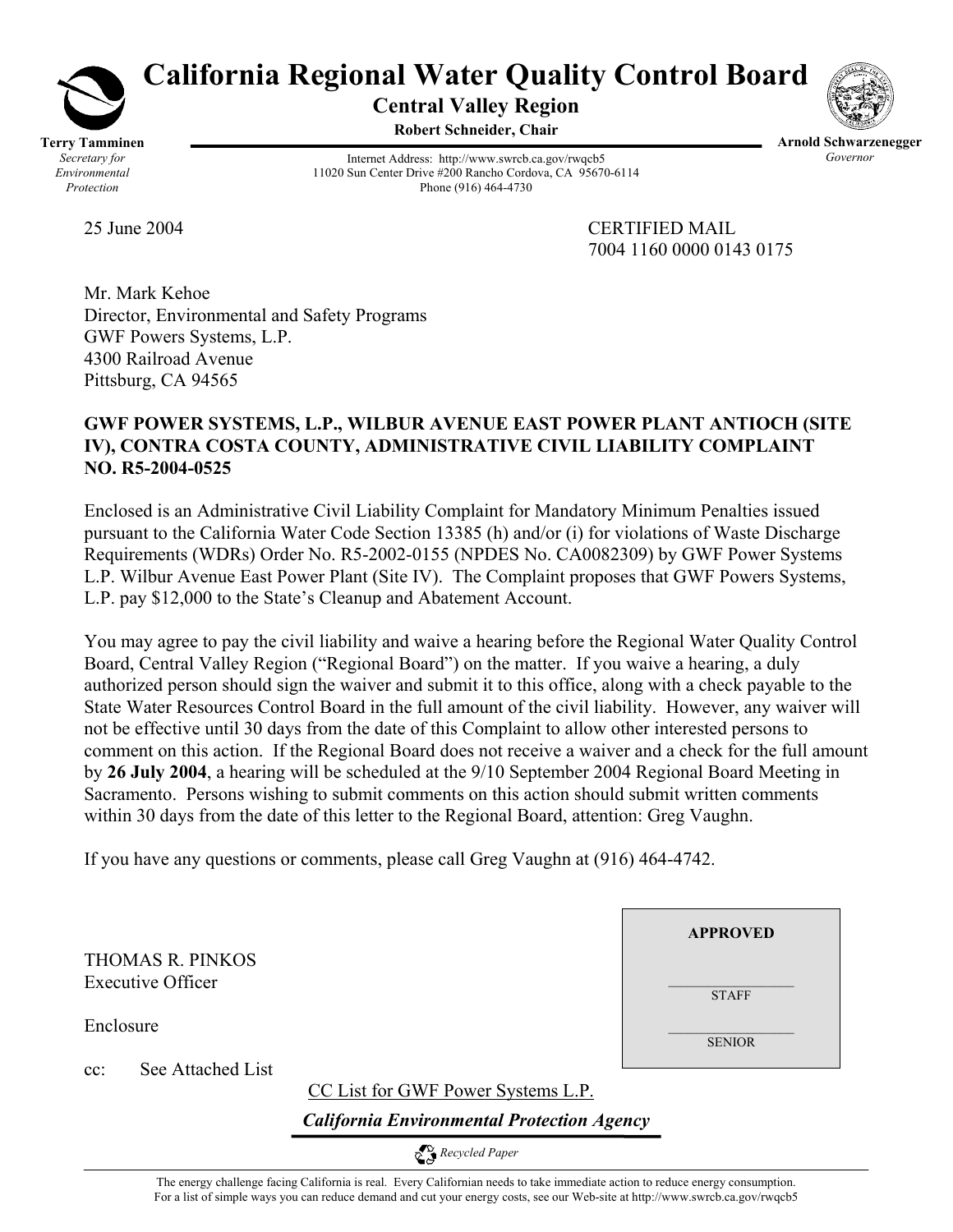# California Regional Water Quality Control Board

**Central Valley Region**

**Robert Schneider, Chair**

**Terry Tamminen**
*Secretary for Environmental Protection*

Internet Address: http://www.swrcb.ca.gov/rwqcb5
11020 Sun Center Drive #200 Rancho Cordova, CA 95670-6114
Phone (916) 464-4730

**Arnold Schwarzenegger**
*Governor*

25 June 2004

CERTIFIED MAIL
7004 1160 0000 0143 0175

Mr. Mark Kehoe
Director, Environmental and Safety Programs
GWF Powers Systems, L.P.
4300 Railroad Avenue
Pittsburg, CA 94565

**GWF POWER SYSTEMS, L.P., WILBUR AVENUE EAST POWER PLANT ANTIOCH (SITE IV), CONTRA COSTA COUNTY, ADMINISTRATIVE CIVIL LIABILITY COMPLAINT NO. R5-2004-0525**

Enclosed is an Administrative Civil Liability Complaint for Mandatory Minimum Penalties issued pursuant to the California Water Code Section 13385 (h) and/or (i) for violations of Waste Discharge Requirements (WDRs) Order No. R5-2002-0155 (NPDES No. CA0082309) by GWF Power Systems L.P. Wilbur Avenue East Power Plant (Site IV). The Complaint proposes that GWF Powers Systems, L.P. pay $12,000 to the State's Cleanup and Abatement Account.

You may agree to pay the civil liability and waive a hearing before the Regional Water Quality Control Board, Central Valley Region ("Regional Board") on the matter. If you waive a hearing, a duly authorized person should sign the waiver and submit it to this office, along with a check payable to the State Water Resources Control Board in the full amount of the civil liability. However, any waiver will not be effective until 30 days from the date of this Complaint to allow other interested persons to comment on this action. If the Regional Board does not receive a waiver and a check for the full amount by **26 July 2004**, a hearing will be scheduled at the 9/10 September 2004 Regional Board Meeting in Sacramento. Persons wishing to submit comments on this action should submit written comments within 30 days from the date of this letter to the Regional Board, attention: Greg Vaughn.

If you have any questions or comments, please call Greg Vaughn at (916) 464-4742.

THOMAS R. PINKOS
Executive Officer

Enclosure

cc: See Attached List

| **APPROVED** |
|---|
| ______________ STAFF |
| ______________ SENIOR |

CC List for GWF Power Systems L.P.

***California Environmental Protection Agency***

*Recycled Paper*

The energy challenge facing California is real. Every Californian needs to take immediate action to reduce energy consumption.
For a list of simple ways you can reduce demand and cut your energy costs, see our Web-site at http://www.swrcb.ca.gov/rwqcb5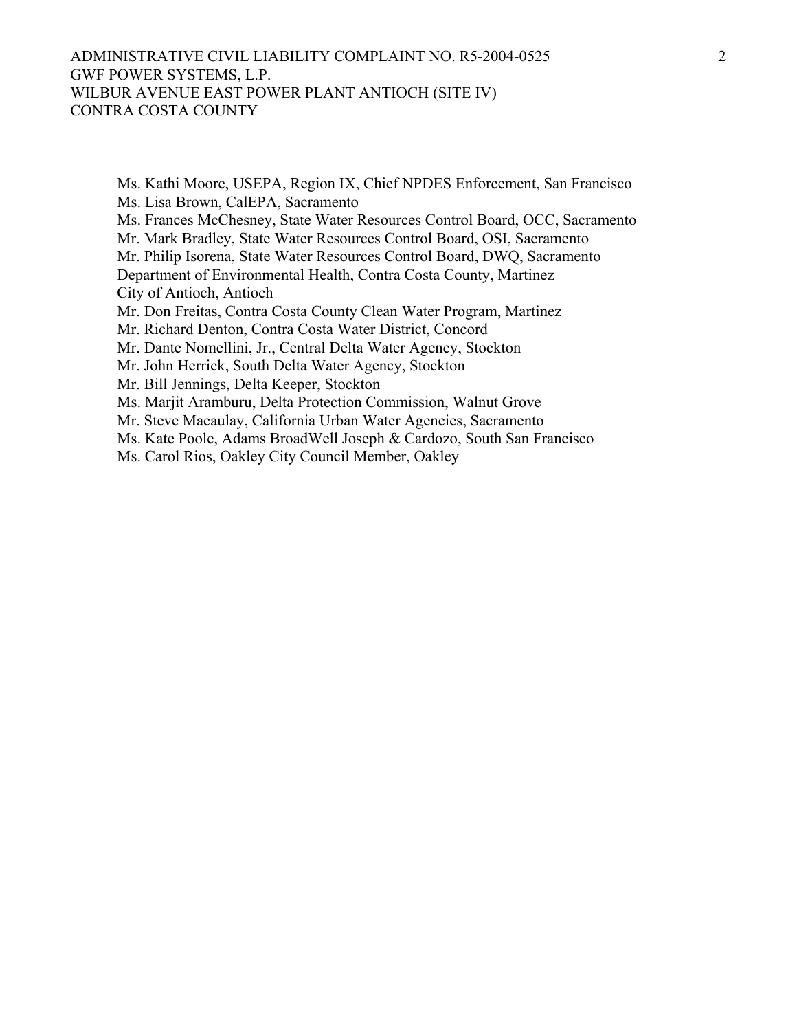Ms. Kathi Moore, USEPA, Region IX, Chief NPDES Enforcement, San Francisco
Ms. Lisa Brown, CalEPA, Sacramento
Ms. Frances McChesney, State Water Resources Control Board, OCC, Sacramento
Mr. Mark Bradley, State Water Resources Control Board, OSI, Sacramento
Mr. Philip Isorena, State Water Resources Control Board, DWQ, Sacramento
Department of Environmental Health, Contra Costa County, Martinez
City of Antioch, Antioch
Mr. Don Freitas, Contra Costa County Clean Water Program, Martinez
Mr. Richard Denton, Contra Costa Water District, Concord
Mr. Dante Nomellini, Jr., Central Delta Water Agency, Stockton
Mr. John Herrick, South Delta Water Agency, Stockton
Mr. Bill Jennings, Delta Keeper, Stockton
Ms. Marjit Aramburu, Delta Protection Commission, Walnut Grove
Mr. Steve Macaulay, California Urban Water Agencies, Sacramento
Ms. Kate Poole, Adams BroadWell Joseph & Cardozo, South San Francisco
Ms. Carol Rios, Oakley City Council Member, Oakley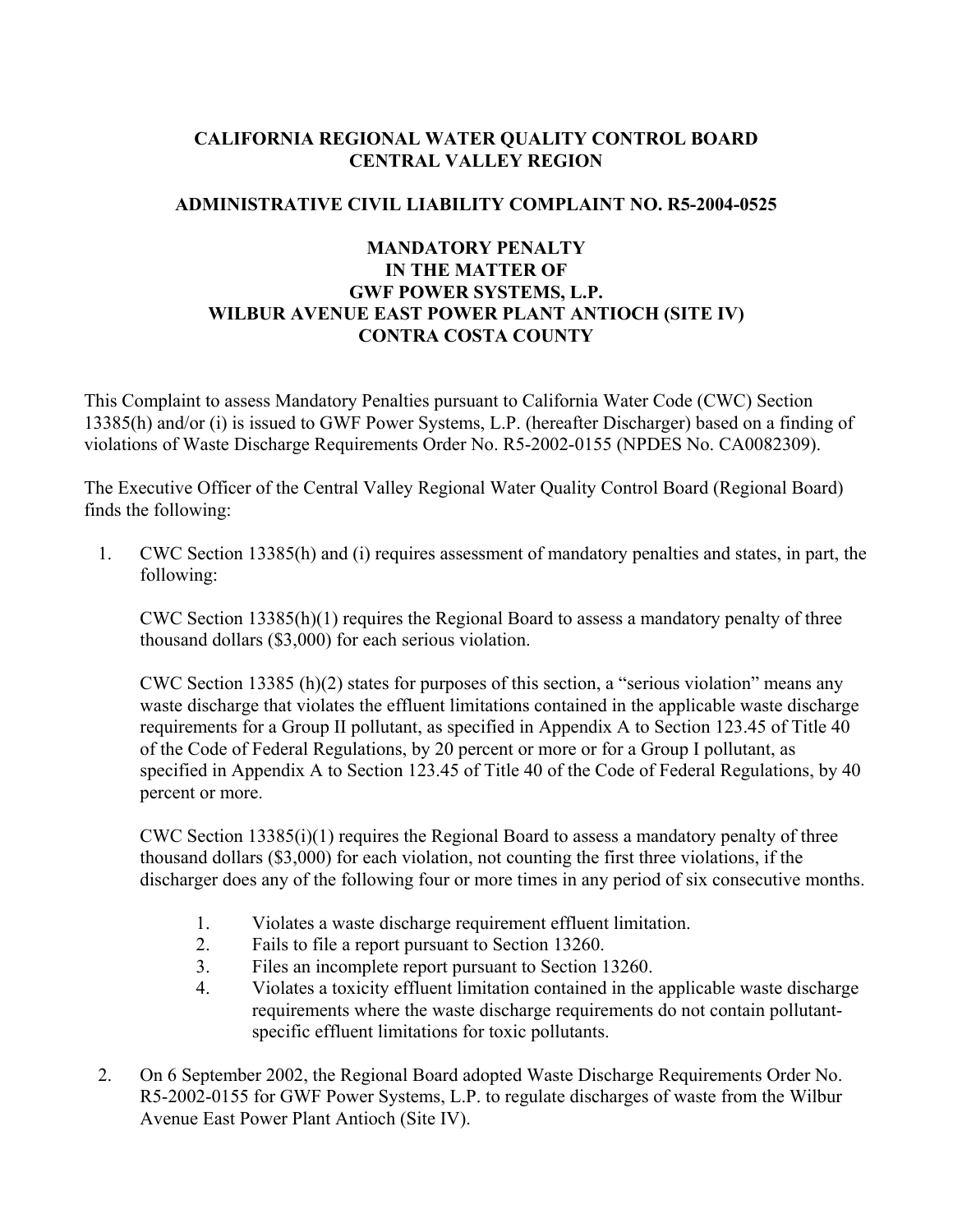**CALIFORNIA REGIONAL WATER QUALITY CONTROL BOARD**
**CENTRAL VALLEY REGION**

**ADMINISTRATIVE CIVIL LIABILITY COMPLAINT NO. R5-2004-0525**

**MANDATORY PENALTY**
**IN THE MATTER OF**
**GWF POWER SYSTEMS, L.P.**
**WILBUR AVENUE EAST POWER PLANT ANTIOCH (SITE IV)**
**CONTRA COSTA COUNTY**

This Complaint to assess Mandatory Penalties pursuant to California Water Code (CWC) Section 13385(h) and/or (i) is issued to GWF Power Systems, L.P. (hereafter Discharger) based on a finding of violations of Waste Discharge Requirements Order No. R5-2002-0155 (NPDES No. CA0082309).

The Executive Officer of the Central Valley Regional Water Quality Control Board (Regional Board) finds the following:

1. CWC Section 13385(h) and (i) requires assessment of mandatory penalties and states, in part, the following:

   CWC Section 13385(h)(1) requires the Regional Board to assess a mandatory penalty of three thousand dollars ($3,000) for each serious violation.

   CWC Section 13385 (h)(2) states for purposes of this section, a "serious violation" means any waste discharge that violates the effluent limitations contained in the applicable waste discharge requirements for a Group II pollutant, as specified in Appendix A to Section 123.45 of Title 40 of the Code of Federal Regulations, by 20 percent or more or for a Group I pollutant, as specified in Appendix A to Section 123.45 of Title 40 of the Code of Federal Regulations, by 40 percent or more.

   CWC Section 13385(i)(1) requires the Regional Board to assess a mandatory penalty of three thousand dollars ($3,000) for each violation, not counting the first three violations, if the discharger does any of the following four or more times in any period of six consecutive months.

   1. Violates a waste discharge requirement effluent limitation.
   2. Fails to file a report pursuant to Section 13260.
   3. Files an incomplete report pursuant to Section 13260.
   4. Violates a toxicity effluent limitation contained in the applicable waste discharge requirements where the waste discharge requirements do not contain pollutant-specific effluent limitations for toxic pollutants.

2. On 6 September 2002, the Regional Board adopted Waste Discharge Requirements Order No. R5-2002-0155 for GWF Power Systems, L.P. to regulate discharges of waste from the Wilbur Avenue East Power Plant Antioch (Site IV).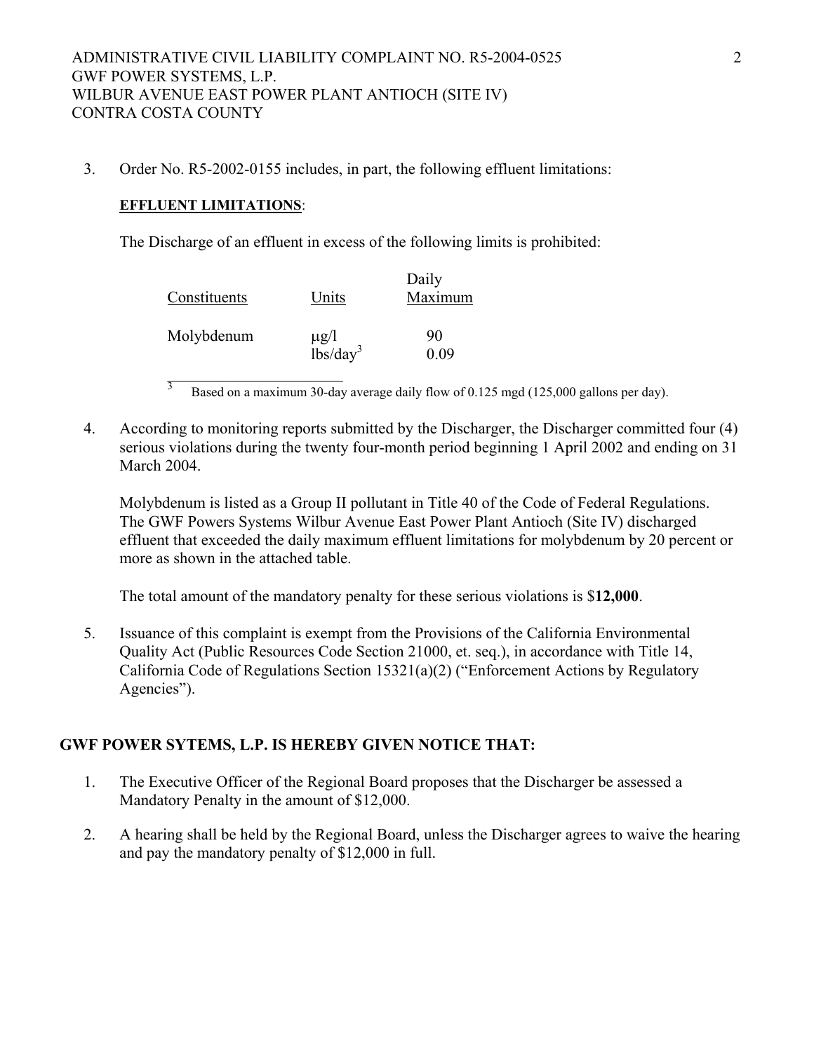3. Order No. R5-2002-0155 includes, in part, the following effluent limitations:

**EFFLUENT LIMITATIONS**:

The Discharge of an effluent in excess of the following limits is prohibited:

| Constituents | Units | Daily Maximum |
|---|---|---|
| Molybdenum | μg/l | 90 |
| | lbs/day[3] | 0.09 |

[3] Based on a maximum 30-day average daily flow of 0.125 mgd (125,000 gallons per day).

4. According to monitoring reports submitted by the Discharger, the Discharger committed four (4) serious violations during the twenty four-month period beginning 1 April 2002 and ending on 31 March 2004.

   Molybdenum is listed as a Group II pollutant in Title 40 of the Code of Federal Regulations. The GWF Powers Systems Wilbur Avenue East Power Plant Antioch (Site IV) discharged effluent that exceeded the daily maximum effluent limitations for molybdenum by 20 percent or more as shown in the attached table.

   The total amount of the mandatory penalty for these serious violations is $**12,000**.

5. Issuance of this complaint is exempt from the Provisions of the California Environmental Quality Act (Public Resources Code Section 21000, et. seq.), in accordance with Title 14, California Code of Regulations Section 15321(a)(2) ("Enforcement Actions by Regulatory Agencies").

**GWF POWER SYTEMS, L.P. IS HEREBY GIVEN NOTICE THAT:**

1. The Executive Officer of the Regional Board proposes that the Discharger be assessed a Mandatory Penalty in the amount of $12,000.

2. A hearing shall be held by the Regional Board, unless the Discharger agrees to waive the hearing and pay the mandatory penalty of $12,000 in full.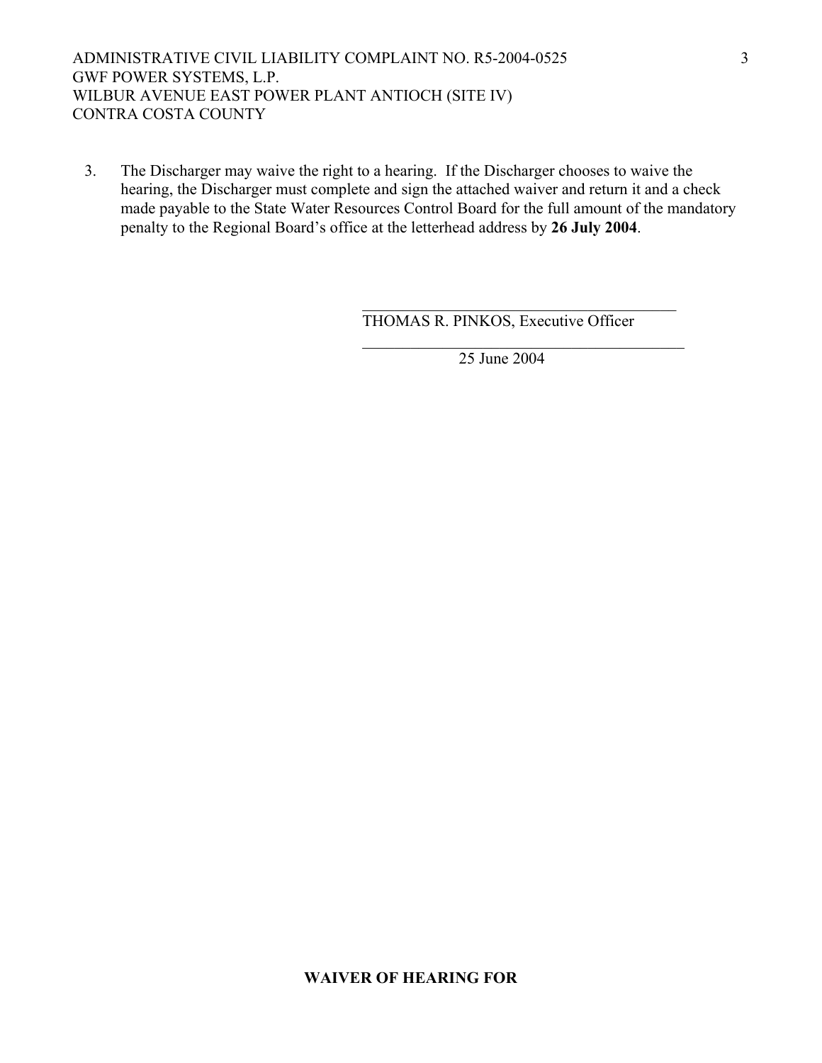3. The Discharger may waive the right to a hearing. If the Discharger chooses to waive the hearing, the Discharger must complete and sign the attached waiver and return it and a check made payable to the State Water Resources Control Board for the full amount of the mandatory penalty to the Regional Board's office at the letterhead address by **26 July 2004**.

THOMAS R. PINKOS, Executive Officer

25 June 2004

**WAIVER OF HEARING FOR**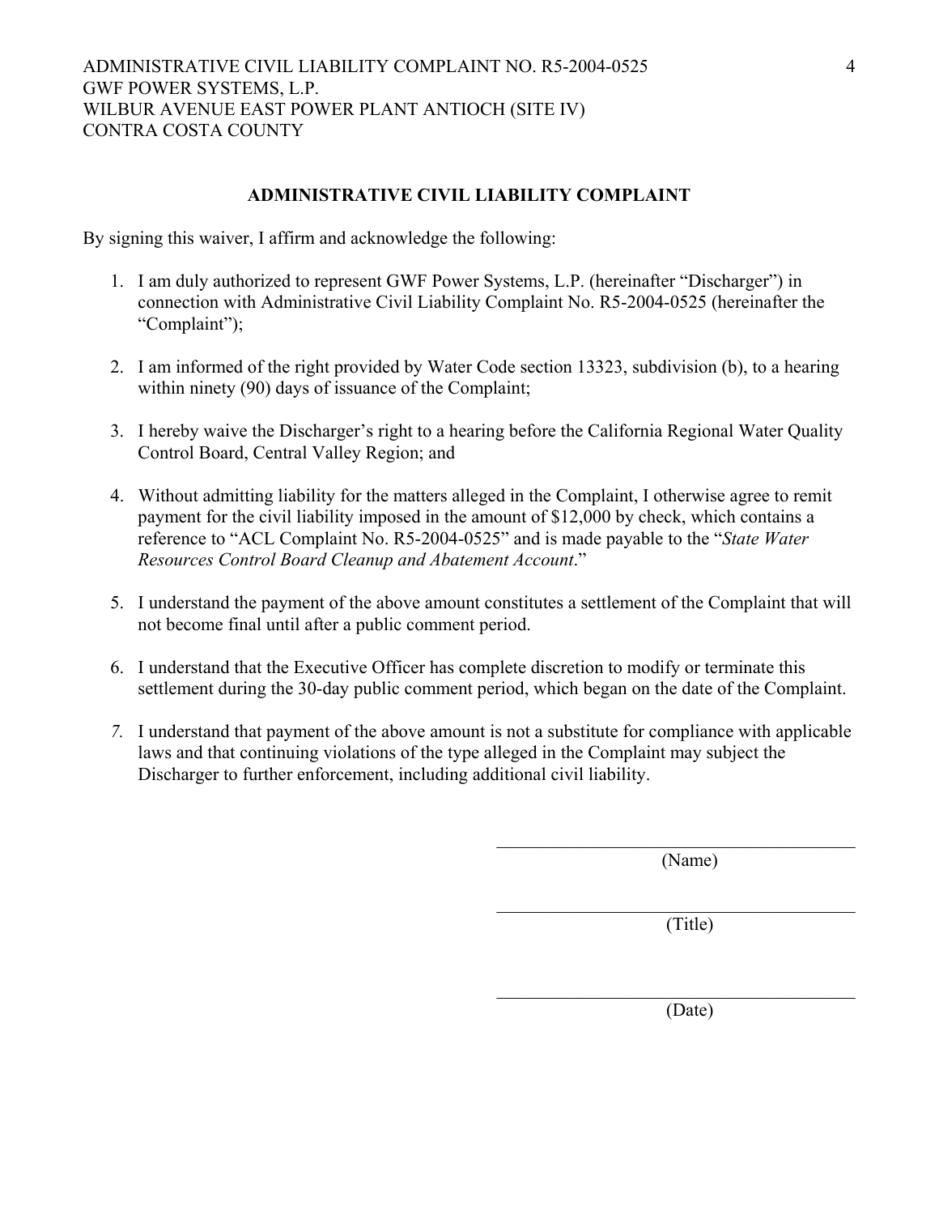## ADMINISTRATIVE CIVIL LIABILITY COMPLAINT

By signing this waiver, I affirm and acknowledge the following:

1. I am duly authorized to represent GWF Power Systems, L.P. (hereinafter "Discharger") in connection with Administrative Civil Liability Complaint No. R5-2004-0525 (hereinafter the "Complaint");
2. I am informed of the right provided by Water Code section 13323, subdivision (b), to a hearing within ninety (90) days of issuance of the Complaint;
3. I hereby waive the Discharger's right to a hearing before the California Regional Water Quality Control Board, Central Valley Region; and
4. Without admitting liability for the matters alleged in the Complaint, I otherwise agree to remit payment for the civil liability imposed in the amount of $12,000 by check, which contains a reference to "ACL Complaint No. R5-2004-0525" and is made payable to the "*State Water Resources Control Board Cleanup and Abatement Account*."
5. I understand the payment of the above amount constitutes a settlement of the Complaint that will not become final until after a public comment period.
6. I understand that the Executive Officer has complete discretion to modify or terminate this settlement during the 30-day public comment period, which began on the date of the Complaint.
7. I understand that payment of the above amount is not a substitute for compliance with applicable laws and that continuing violations of the type alleged in the Complaint may subject the Discharger to further enforcement, including additional civil liability.

\_\_\_\_\_\_\_\_\_\_\_\_\_\_\_\_\_\_\_\_\_\_\_\_\_\_\_\_\_\_\_\_\_\_\_\_\_\_\_\_
(Name)

\_\_\_\_\_\_\_\_\_\_\_\_\_\_\_\_\_\_\_\_\_\_\_\_\_\_\_\_\_\_\_\_\_\_\_\_\_\_\_\_
(Title)

\_\_\_\_\_\_\_\_\_\_\_\_\_\_\_\_\_\_\_\_\_\_\_\_\_\_\_\_\_\_\_\_\_\_\_\_\_\_\_\_
(Date)